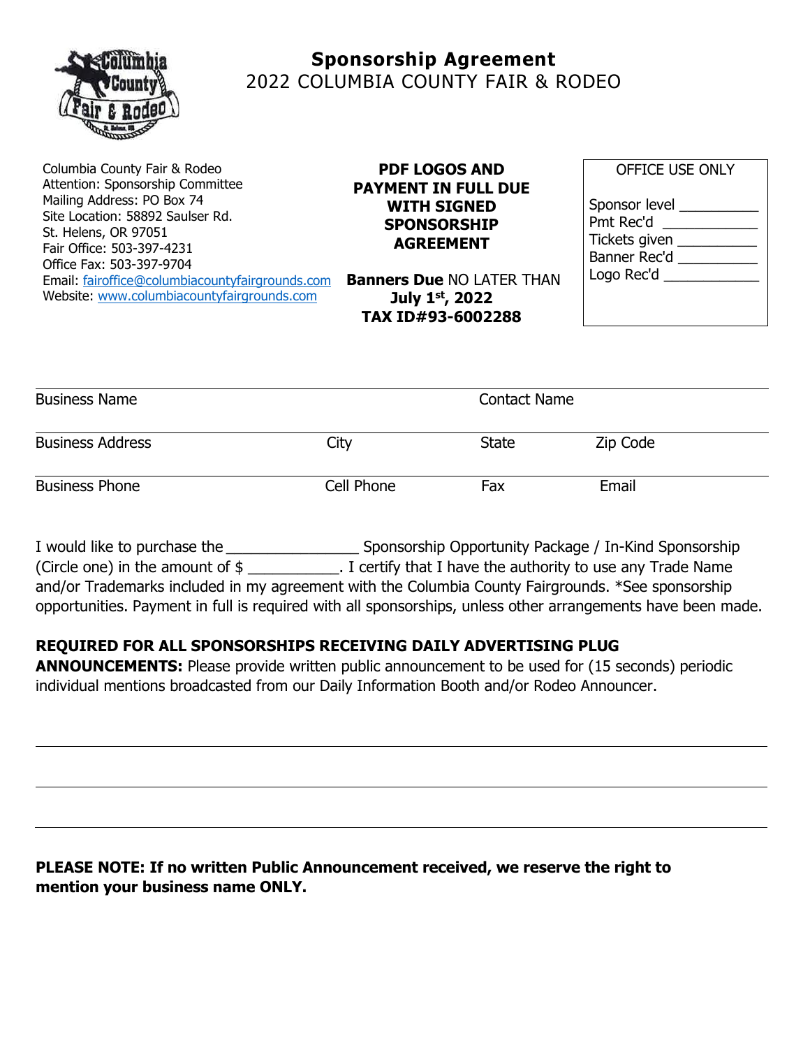# Sponsorship Agreement
## 2022 COLUMBIA COUNTY FAIR & RODEO

Columbia County Fair & Rodeo
Attention: Sponsorship Committee
Mailing Address: PO Box 74
Site Location: 58892 Saulser Rd.
St. Helens, OR 97051
Fair Office: 503-397-4231
Office Fax: 503-397-9704
Email: fairoffice@columbiacountyfairgrounds.com
Website: www.columbiacountyfairgrounds.com

**PDF LOGOS AND PAYMENT IN FULL DUE WITH SIGNED SPONSORSHIP AGREEMENT**

**Banners Due** NO LATER THAN **July 1st, 2022**
**TAX ID#93-6002288**

OFFICE USE ONLY

Sponsor level __________
Pmt Rec'd ____________
Tickets given __________
Banner Rec'd __________
Logo Rec'd ____________

| Business Name | | Contact Name | |
|---|---|---|---|
| Business Address | City | State | Zip Code |
| Business Phone | Cell Phone | Fax | Email |

I would like to purchase the ________________ Sponsorship Opportunity Package / In-Kind Sponsorship (Circle one) in the amount of $ ___________. I certify that I have the authority to use any Trade Name and/or Trademarks included in my agreement with the Columbia County Fairgrounds. *See sponsorship opportunities. Payment in full is required with all sponsorships, unless other arrangements have been made.

**REQUIRED FOR ALL SPONSORSHIPS RECEIVING DAILY ADVERTISING PLUG ANNOUNCEMENTS:** Please provide written public announcement to be used for (15 seconds) periodic individual mentions broadcasted from our Daily Information Booth and/or Rodeo Announcer.

______________________________________________________________________

______________________________________________________________________

______________________________________________________________________

**PLEASE NOTE: If no written Public Announcement received, we reserve the right to mention your business name ONLY.**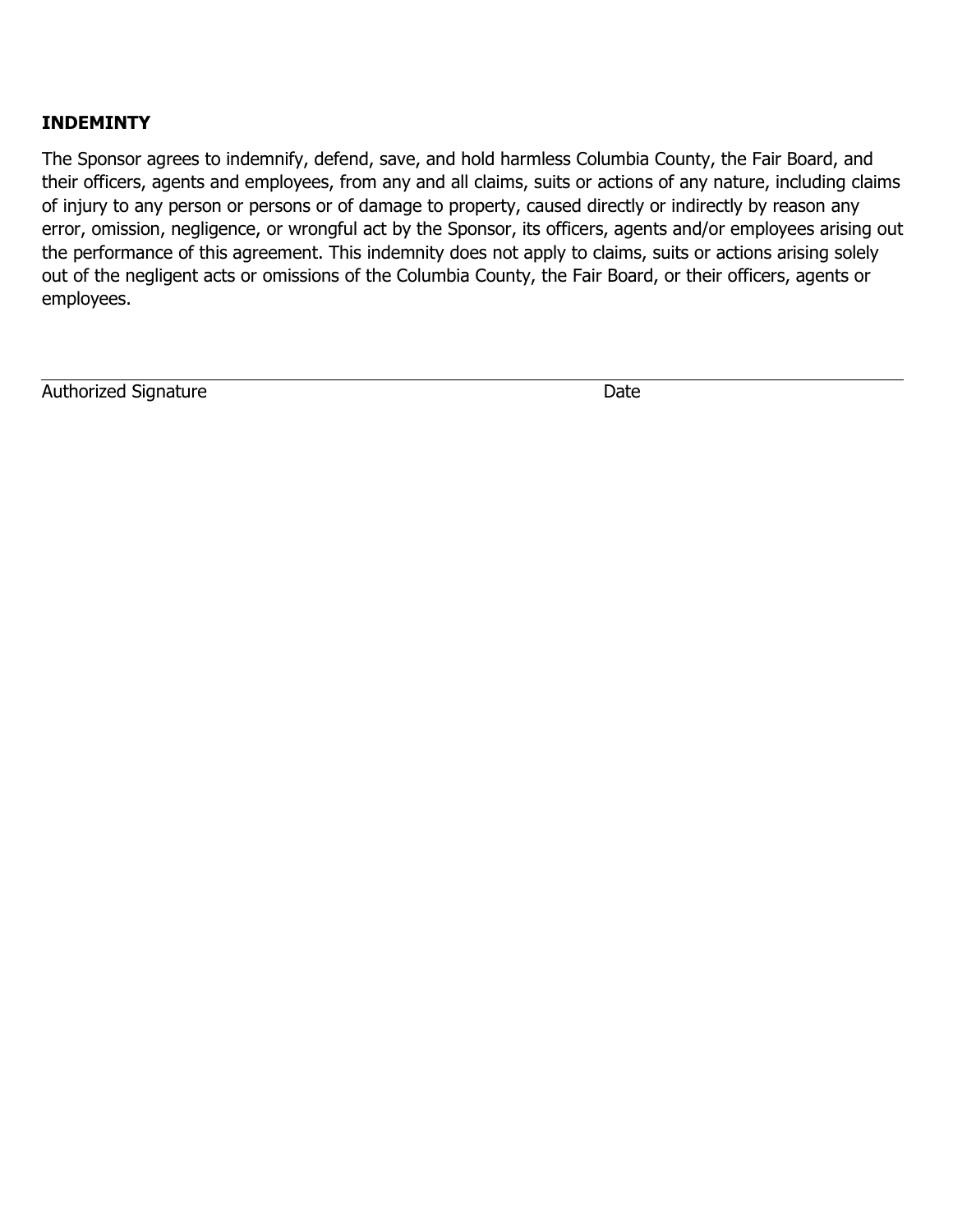**INDEMINTY**

The Sponsor agrees to indemnify, defend, save, and hold harmless Columbia County, the Fair Board, and their officers, agents and employees, from any and all claims, suits or actions of any nature, including claims of injury to any person or persons or of damage to property, caused directly or indirectly by reason any error, omission, negligence, or wrongful act by the Sponsor, its officers, agents and/or employees arising out the performance of this agreement. This indemnity does not apply to claims, suits or actions arising solely out of the negligent acts or omissions of the Columbia County, the Fair Board, or their officers, agents or employees.

Authorized Signature                                        Date